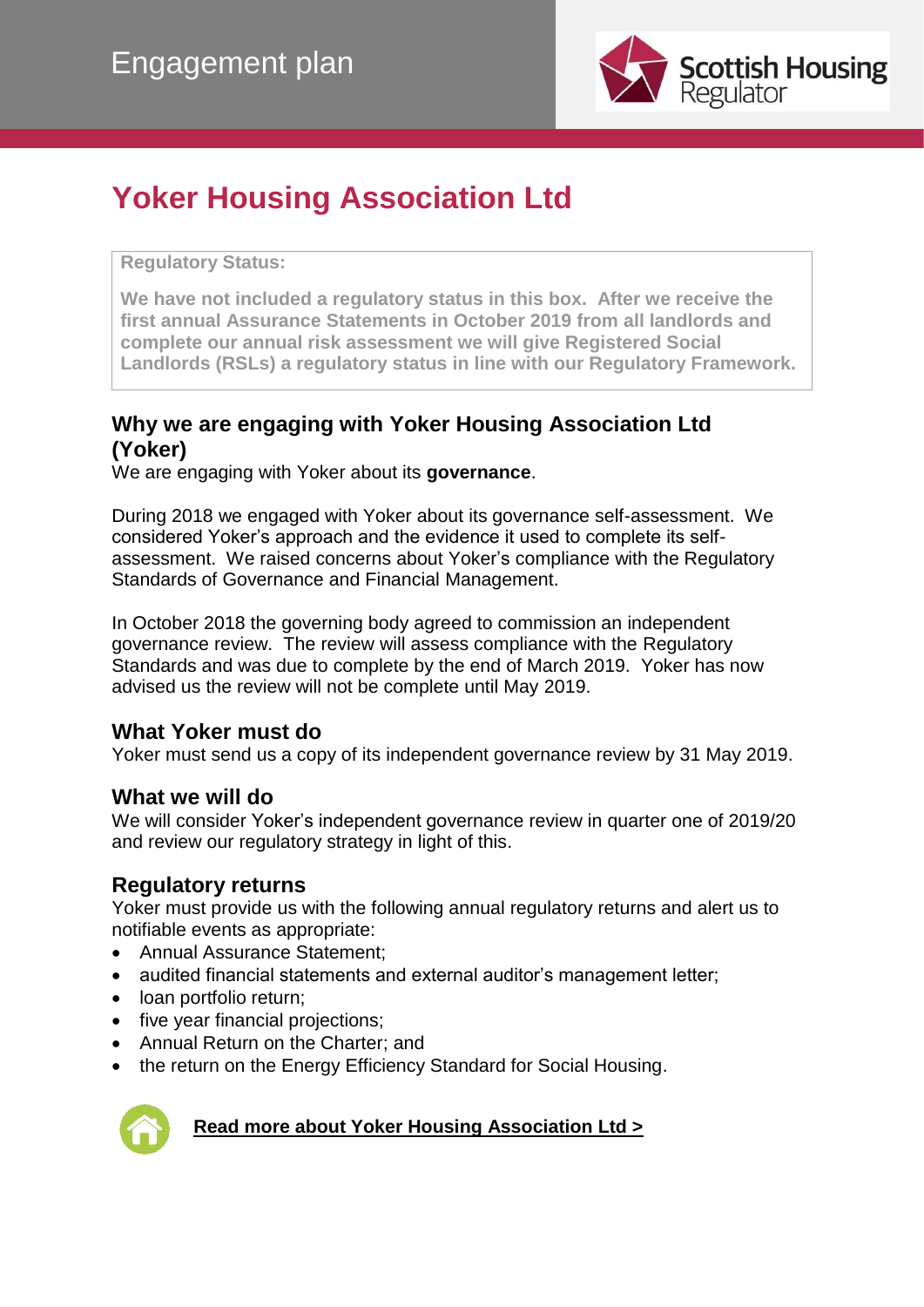Engagement plan

# Yoker Housing Association Ltd

**Regulatory Status:**

**We have not included a regulatory status in this box. After we receive the first annual Assurance Statements in October 2019 from all landlords and complete our annual risk assessment we will give Registered Social Landlords (RSLs) a regulatory status in line with our Regulatory Framework.**

## Why we are engaging with Yoker Housing Association Ltd (Yoker)

We are engaging with Yoker about its **governance**.

During 2018 we engaged with Yoker about its governance self-assessment. We considered Yoker's approach and the evidence it used to complete its self-assessment. We raised concerns about Yoker's compliance with the Regulatory Standards of Governance and Financial Management.

In October 2018 the governing body agreed to commission an independent governance review. The review will assess compliance with the Regulatory Standards and was due to complete by the end of March 2019. Yoker has now advised us the review will not be complete until May 2019.

## What Yoker must do

Yoker must send us a copy of its independent governance review by 31 May 2019.

## What we will do

We will consider Yoker's independent governance review in quarter one of 2019/20 and review our regulatory strategy in light of this.

## Regulatory returns

Yoker must provide us with the following annual regulatory returns and alert us to notifiable events as appropriate:

- Annual Assurance Statement;
- audited financial statements and external auditor's management letter;
- loan portfolio return;
- five year financial projections;
- Annual Return on the Charter; and
- the return on the Energy Efficiency Standard for Social Housing.

**Read more about Yoker Housing Association Ltd >**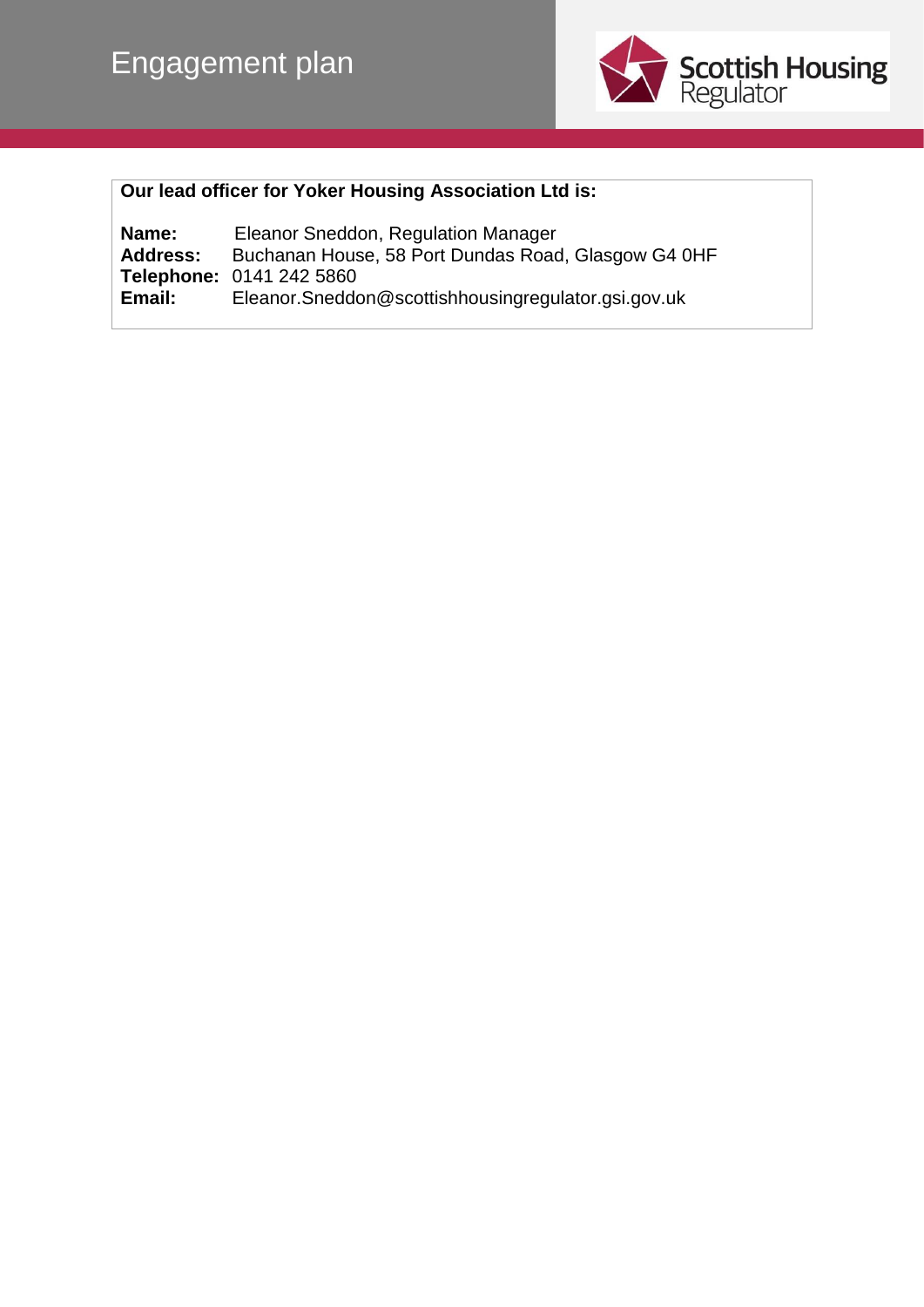# Engagement plan

**Our lead officer for Yoker Housing Association Ltd is:**

**Name:** Eleanor Sneddon, Regulation Manager
**Address:** Buchanan House, 58 Port Dundas Road, Glasgow G4 0HF
**Telephone:** 0141 242 5860
**Email:** Eleanor.Sneddon@scottishhousingregulator.gsi.gov.uk